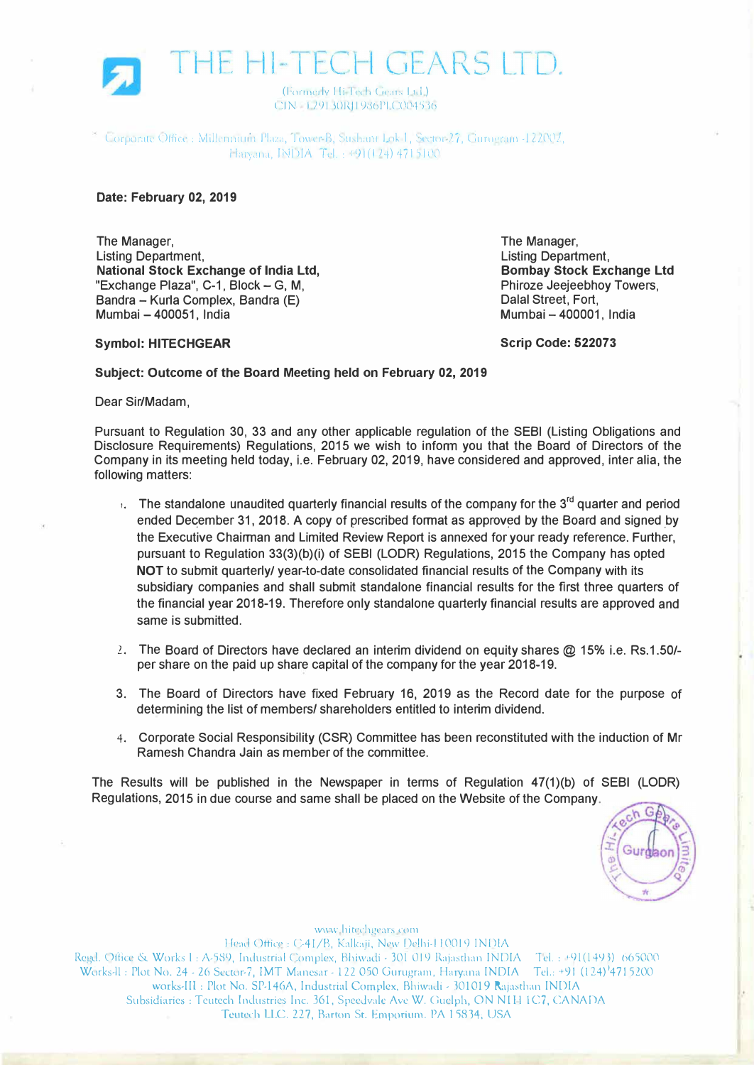# THE HI-TECH GEARS LTD.

(Formerly Hi-Tech Gears Ltd.)
CIN - L29130RJ1986PLC004536

Corporate Office : Millennium Plaza, Tower-B, Sushant Lok-1, Sector-27, Gurugram -122002, Haryana, INDIA Tel. : +91(124) 4715100

**Date: February 02, 2019**

The Manager,
Listing Department,
**National Stock Exchange of India Ltd,**
"Exchange Plaza", C-1, Block – G, M,
Bandra – Kurla Complex, Bandra (E)
Mumbai – 400051, India

**Symbol: HITECHGEAR**

The Manager,
Listing Department,
**Bombay Stock Exchange Ltd**
Phiroze Jeejeebhoy Towers,
Dalal Street, Fort,
Mumbai – 400001, India

**Scrip Code: 522073**

**Subject: Outcome of the Board Meeting held on February 02, 2019**

Dear Sir/Madam,

Pursuant to Regulation 30, 33 and any other applicable regulation of the SEBI (Listing Obligations and Disclosure Requirements) Regulations, 2015 we wish to inform you that the Board of Directors of the Company in its meeting held today, i.e. February 02, 2019, have considered and approved, inter alia, the following matters:

1. The standalone unaudited quarterly financial results of the company for the 3rd quarter and period ended December 31, 2018. A copy of prescribed format as approved by the Board and signed by the Executive Chairman and Limited Review Report is annexed for your ready reference. Further, pursuant to Regulation 33(3)(b)(i) of SEBI (LODR) Regulations, 2015 the Company has opted **NOT** to submit quarterly/ year-to-date consolidated financial results of the Company with its subsidiary companies and shall submit standalone financial results for the first three quarters of the financial year 2018-19. Therefore only standalone quarterly financial results are approved and same is submitted.

2. The Board of Directors have declared an interim dividend on equity shares @ 15% i.e. Rs.1.50/- per share on the paid up share capital of the company for the year 2018-19.

3. The Board of Directors have fixed February 16, 2019 as the Record date for the purpose of determining the list of members/ shareholders entitled to interim dividend.

4. Corporate Social Responsibility (CSR) Committee has been reconstituted with the induction of Mr Ramesh Chandra Jain as member of the committee.

The Results will be published in the Newspaper in terms of Regulation 47(1)(b) of SEBI (LODR) Regulations, 2015 in due course and same shall be placed on the Website of the Company.

www.hitechgears.com
Head Office : C-41/B, Kalkaji, New Delhi-110019 INDIA
Regd. Office & Works I : A-589, Industrial Complex, Bhiwadi - 301 019 Rajasthan INDIA Tel. : +91(1493) 665000
Works-II : Plot No. 24 - 26 Sector-7, IMT Manesar - 122 050 Gurugram, Haryana INDIA Tel.: +91 (124) 4715200
works-III : Plot No. SP-146A, Industrial Complex, Bhiwadi - 301019 Rajasthan INDIA
Subsidiaries : Teutech Industries Inc. 361, Speedvale Ave W. Guelph, ON N1H 1C7, CANADA
Teutech LLC. 227, Barton St. Emporium. PA 15834, USA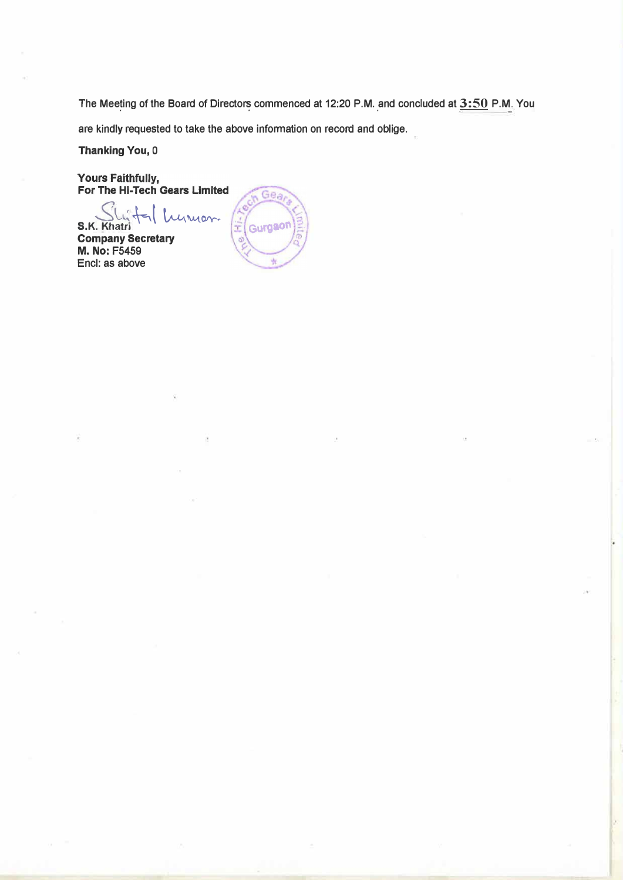The Meeting of the Board of Directors commenced at 12:20 P.M. and concluded at 3:50 P.M. You are kindly requested to take the above information on record and oblige.

**Thanking You, 0**

**Yours Faithfully,**
**For The Hi-Tech Gears Limited**

S.K. Khatri
**Company Secretary**
**M. No:** F5459
Encl: as above